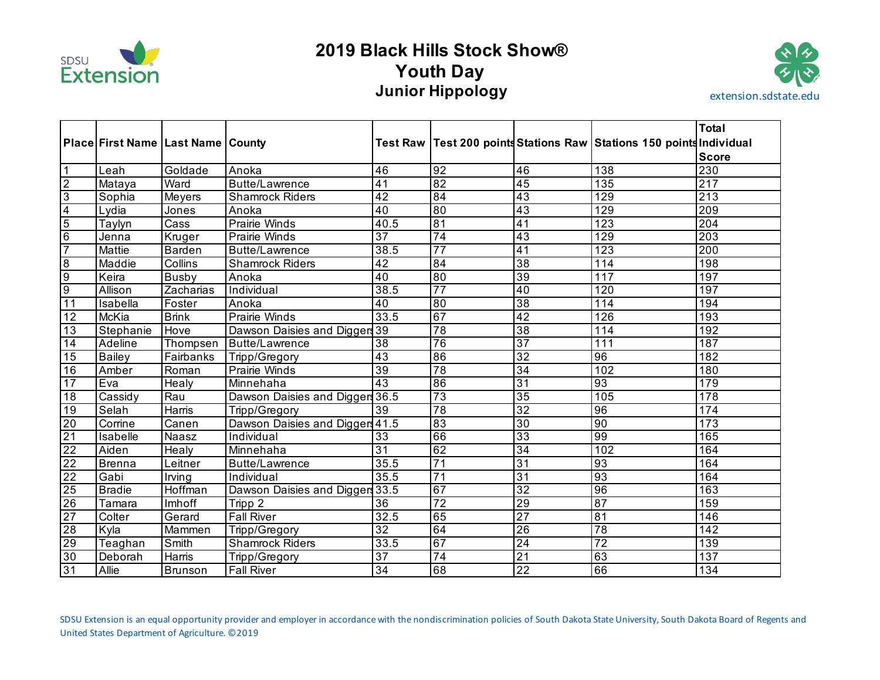SDSU Extension

# 2019 Black Hills Stock Show®
## Youth Day
### Junior Hippology

extension.sdstate.edu

| Place | First Name | Last Name | County | Test Raw | Test 200 points | Stations Raw | Stations 150 points | Total Individual Score |
|---|---|---|---|---|---|---|---|---|
| 1 | Leah | Goldade | Anoka | 46 | 92 | 46 | 138 | 230 |
| 2 | Mataya | Ward | Butte/Lawrence | 41 | 82 | 45 | 135 | 217 |
| 3 | Sophia | Meyers | Shamrock Riders | 42 | 84 | 43 | 129 | 213 |
| 4 | Lydia | Jones | Anoka | 40 | 80 | 43 | 129 | 209 |
| 5 | Taylyn | Cass | Prairie Winds | 40.5 | 81 | 41 | 123 | 204 |
| 6 | Jenna | Kruger | Prairie Winds | 37 | 74 | 43 | 129 | 203 |
| 7 | Mattie | Barden | Butte/Lawrence | 38.5 | 77 | 41 | 123 | 200 |
| 8 | Maddie | Collins | Shamrock Riders | 42 | 84 | 38 | 114 | 198 |
| 9 | Keira | Busby | Anoka | 40 | 80 | 39 | 117 | 197 |
| 9 | Allison | Zacharias | Individual | 38.5 | 77 | 40 | 120 | 197 |
| 11 | Isabella | Foster | Anoka | 40 | 80 | 38 | 114 | 194 |
| 12 | McKia | Brink | Prairie Winds | 33.5 | 67 | 42 | 126 | 193 |
| 13 | Stephanie | Hove | Dawson Daisies and Diggers | 39 | 78 | 38 | 114 | 192 |
| 14 | Adeline | Thompsen | Butte/Lawrence | 38 | 76 | 37 | 111 | 187 |
| 15 | Bailey | Fairbanks | Tripp/Gregory | 43 | 86 | 32 | 96 | 182 |
| 16 | Amber | Roman | Prairie Winds | 39 | 78 | 34 | 102 | 180 |
| 17 | Eva | Healy | Minnehaha | 43 | 86 | 31 | 93 | 179 |
| 18 | Cassidy | Rau | Dawson Daisies and Diggers | 36.5 | 73 | 35 | 105 | 178 |
| 19 | Selah | Harris | Tripp/Gregory | 39 | 78 | 32 | 96 | 174 |
| 20 | Corrine | Canen | Dawson Daisies and Diggers | 41.5 | 83 | 30 | 90 | 173 |
| 21 | Isabelle | Naasz | Individual | 33 | 66 | 33 | 99 | 165 |
| 22 | Aiden | Healy | Minnehaha | 31 | 62 | 34 | 102 | 164 |
| 22 | Brenna | Leitner | Butte/Lawrence | 35.5 | 71 | 31 | 93 | 164 |
| 22 | Gabi | Irving | Individual | 35.5 | 71 | 31 | 93 | 164 |
| 25 | Bradie | Hoffman | Dawson Daisies and Diggers | 33.5 | 67 | 32 | 96 | 163 |
| 26 | Tamara | Imhoff | Tripp 2 | 36 | 72 | 29 | 87 | 159 |
| 27 | Colter | Gerard | Fall River | 32.5 | 65 | 27 | 81 | 146 |
| 28 | Kyla | Mammen | Tripp/Gregory | 32 | 64 | 26 | 78 | 142 |
| 29 | Teaghan | Smith | Shamrock Riders | 33.5 | 67 | 24 | 72 | 139 |
| 30 | Deborah | Harris | Tripp/Gregory | 37 | 74 | 21 | 63 | 137 |
| 31 | Allie | Brunson | Fall River | 34 | 68 | 22 | 66 | 134 |

SDSU Extension is an equal opportunity provider and employer in accordance with the nondiscrimination policies of South Dakota State University, South Dakota Board of Regents and United States Department of Agriculture. ©2019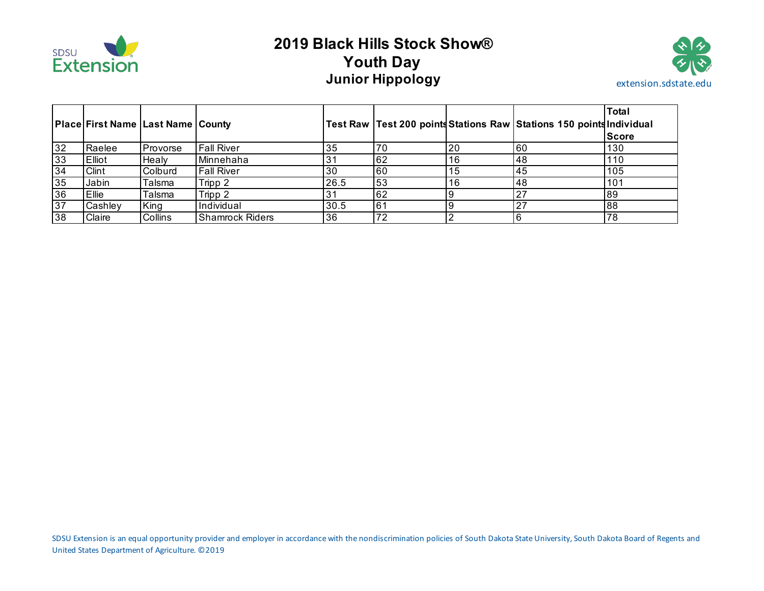# 2019 Black Hills Stock Show®
## Youth Day
### Junior Hippology

| Place | First Name | Last Name | County | Test Raw | Test 200 points | Stations Raw | Stations 150 points | Total Individual Score |
|---|---|---|---|---|---|---|---|---|
| 32 | Raelee | Provorse | Fall River | 35 | 70 | 20 | 60 | 130 |
| 33 | Elliot | Healy | Minnehaha | 31 | 62 | 16 | 48 | 110 |
| 34 | Clint | Colburd | Fall River | 30 | 60 | 15 | 45 | 105 |
| 35 | Jabin | Talsma | Tripp 2 | 26.5 | 53 | 16 | 48 | 101 |
| 36 | Ellie | Talsma | Tripp 2 | 31 | 62 | 9 | 27 | 89 |
| 37 | Cashley | King | Individual | 30.5 | 61 | 9 | 27 | 88 |
| 38 | Claire | Collins | Shamrock Riders | 36 | 72 | 2 | 6 | 78 |

SDSU Extension is an equal opportunity provider and employer in accordance with the nondiscrimination policies of South Dakota State University, South Dakota Board of Regents and United States Department of Agriculture. ©2019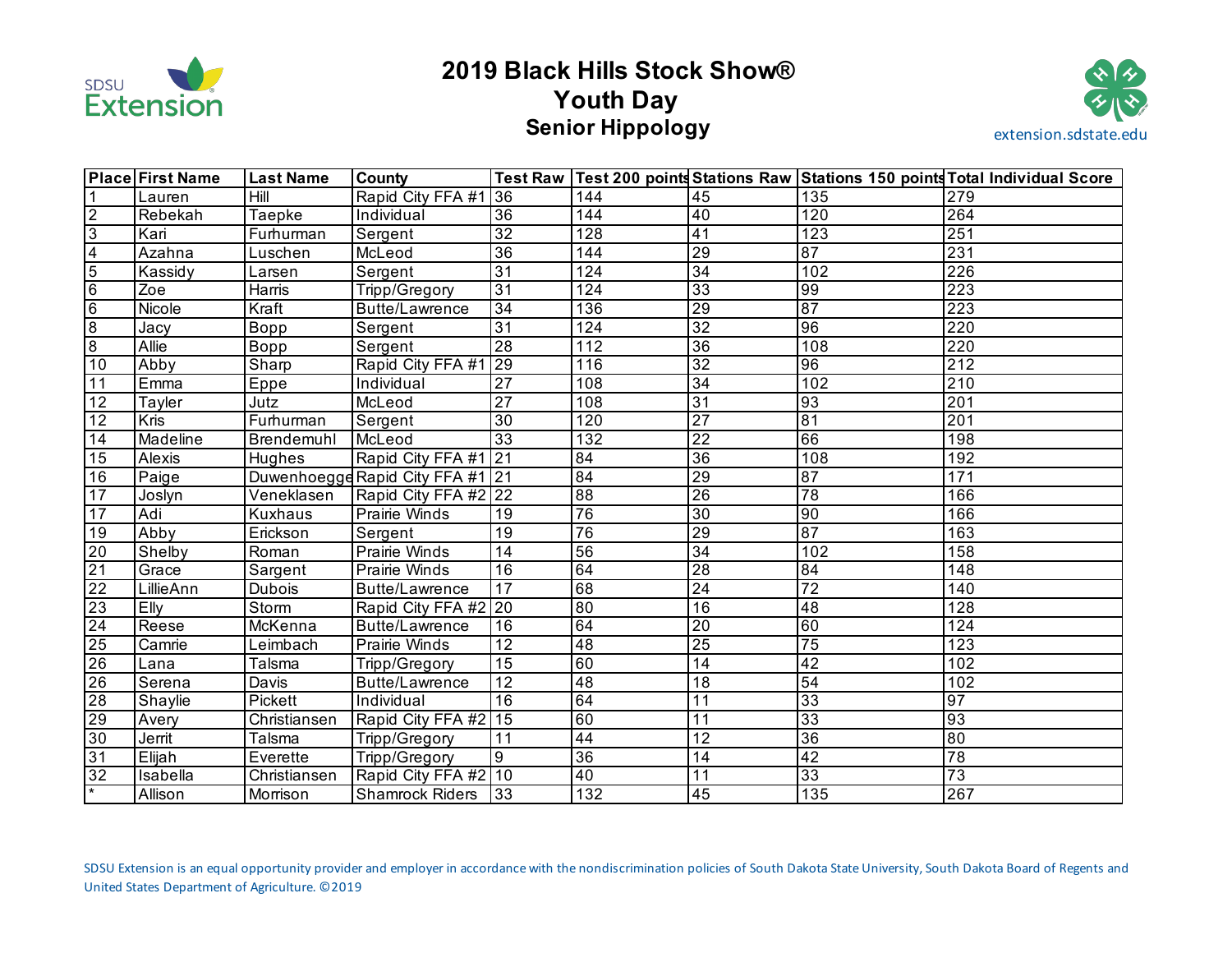# 2019 Black Hills Stock Show®

## Youth Day

### Senior Hippology

extension.sdstate.edu

| Place | First Name | Last Name | County | Test Raw | Test 200 points | Stations Raw | Stations 150 points | Total Individual Score |
|---|---|---|---|---|---|---|---|---|
| 1 | Lauren | Hill | Rapid City FFA #1 | 36 | 144 | 45 | 135 | 279 |
| 2 | Rebekah | Taepke | Individual | 36 | 144 | 40 | 120 | 264 |
| 3 | Kari | Furhurman | Sergent | 32 | 128 | 41 | 123 | 251 |
| 4 | Azahna | Luschen | McLeod | 36 | 144 | 29 | 87 | 231 |
| 5 | Kassidy | Larsen | Sergent | 31 | 124 | 34 | 102 | 226 |
| 6 | Zoe | Harris | Tripp/Gregory | 31 | 124 | 33 | 99 | 223 |
| 6 | Nicole | Kraft | Butte/Lawrence | 34 | 136 | 29 | 87 | 223 |
| 8 | Jacy | Bopp | Sergent | 31 | 124 | 32 | 96 | 220 |
| 8 | Allie | Bopp | Sergent | 28 | 112 | 36 | 108 | 220 |
| 10 | Abby | Sharp | Rapid City FFA #1 | 29 | 116 | 32 | 96 | 212 |
| 11 | Emma | Eppe | Individual | 27 | 108 | 34 | 102 | 210 |
| 12 | Tayler | Jutz | McLeod | 27 | 108 | 31 | 93 | 201 |
| 12 | Kris | Furhurman | Sergent | 30 | 120 | 27 | 81 | 201 |
| 14 | Madeline | Brendemuhl | McLeod | 33 | 132 | 22 | 66 | 198 |
| 15 | Alexis | Hughes | Rapid City FFA #1 | 21 | 84 | 36 | 108 | 192 |
| 16 | Paige | Duwenhoegge | Rapid City FFA #1 | 21 | 84 | 29 | 87 | 171 |
| 17 | Joslyn | Veneklasen | Rapid City FFA #2 | 22 | 88 | 26 | 78 | 166 |
| 17 | Adi | Kuxhaus | Prairie Winds | 19 | 76 | 30 | 90 | 166 |
| 19 | Abby | Erickson | Sergent | 19 | 76 | 29 | 87 | 163 |
| 20 | Shelby | Roman | Prairie Winds | 14 | 56 | 34 | 102 | 158 |
| 21 | Grace | Sargent | Prairie Winds | 16 | 64 | 28 | 84 | 148 |
| 22 | LillieAnn | Dubois | Butte/Lawrence | 17 | 68 | 24 | 72 | 140 |
| 23 | Elly | Storm | Rapid City FFA #2 | 20 | 80 | 16 | 48 | 128 |
| 24 | Reese | McKenna | Butte/Lawrence | 16 | 64 | 20 | 60 | 124 |
| 25 | Camrie | Leimbach | Prairie Winds | 12 | 48 | 25 | 75 | 123 |
| 26 | Lana | Talsma | Tripp/Gregory | 15 | 60 | 14 | 42 | 102 |
| 26 | Serena | Davis | Butte/Lawrence | 12 | 48 | 18 | 54 | 102 |
| 28 | Shaylie | Pickett | Individual | 16 | 64 | 11 | 33 | 97 |
| 29 | Avery | Christiansen | Rapid City FFA #2 | 15 | 60 | 11 | 33 | 93 |
| 30 | Jerrit | Talsma | Tripp/Gregory | 11 | 44 | 12 | 36 | 80 |
| 31 | Elijah | Everette | Tripp/Gregory | 9 | 36 | 14 | 42 | 78 |
| 32 | Isabella | Christiansen | Rapid City FFA #2 | 10 | 40 | 11 | 33 | 73 |
| * | Allison | Morrison | Shamrock Riders | 33 | 132 | 45 | 135 | 267 |

SDSU Extension is an equal opportunity provider and employer in accordance with the nondiscrimination policies of South Dakota State University, South Dakota Board of Regents and United States Department of Agriculture. ©2019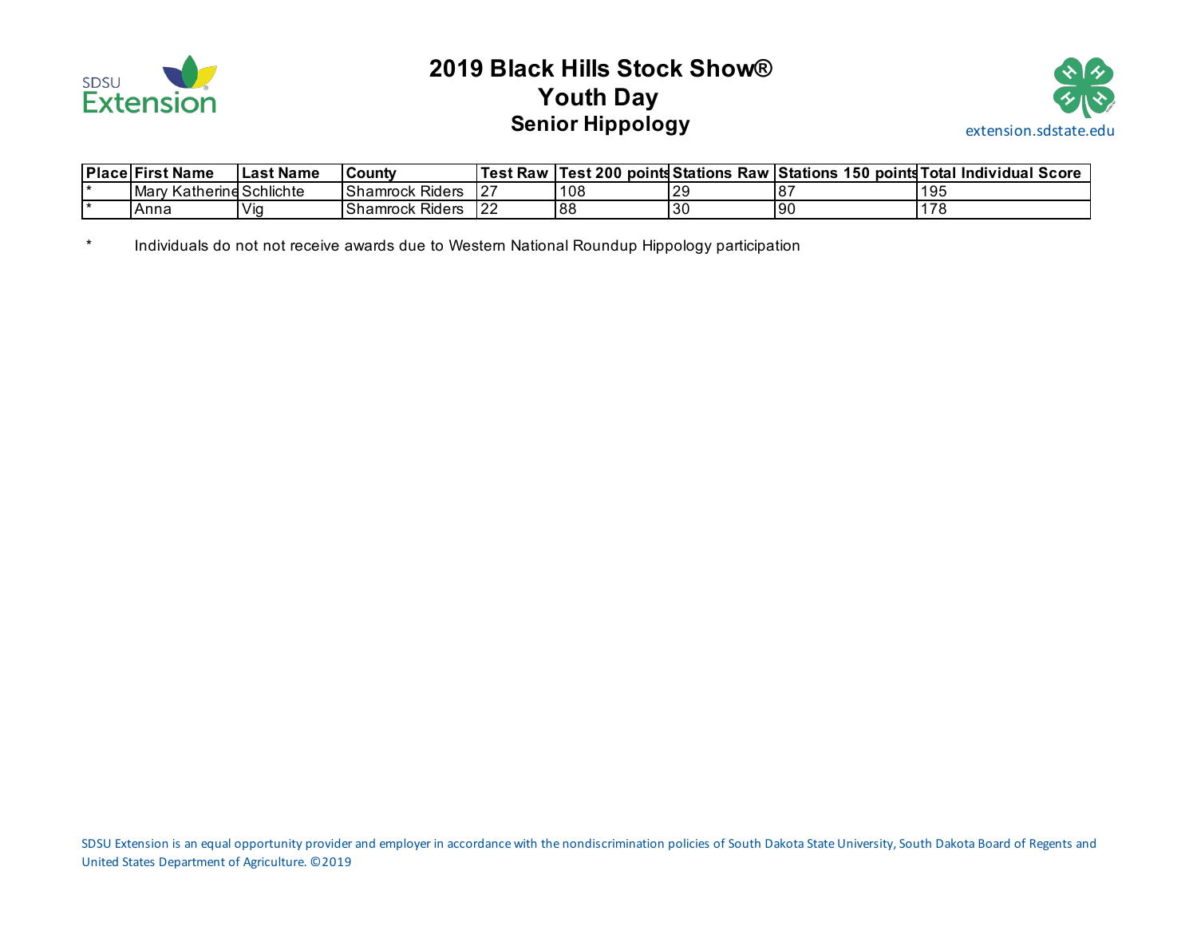# 2019 Black Hills Stock Show®
## Youth Day
### Senior Hippology

extension.sdstate.edu

| Place | First Name | Last Name | County | Test Raw | Test 200 points | Stations Raw | Stations 150 points | Total Individual Score |
|---|---|---|---|---|---|---|---|---|
| * | Mary Katherine | Schlichte | Shamrock Riders | 27 | 108 | 29 | 87 | 195 |
| * | Anna | Vig | Shamrock Riders | 22 | 88 | 30 | 90 | 178 |

* Individuals do not not receive awards due to Western National Roundup Hippology participation

SDSU Extension is an equal opportunity provider and employer in accordance with the nondiscrimination policies of South Dakota State University, South Dakota Board of Regents and United States Department of Agriculture. ©2019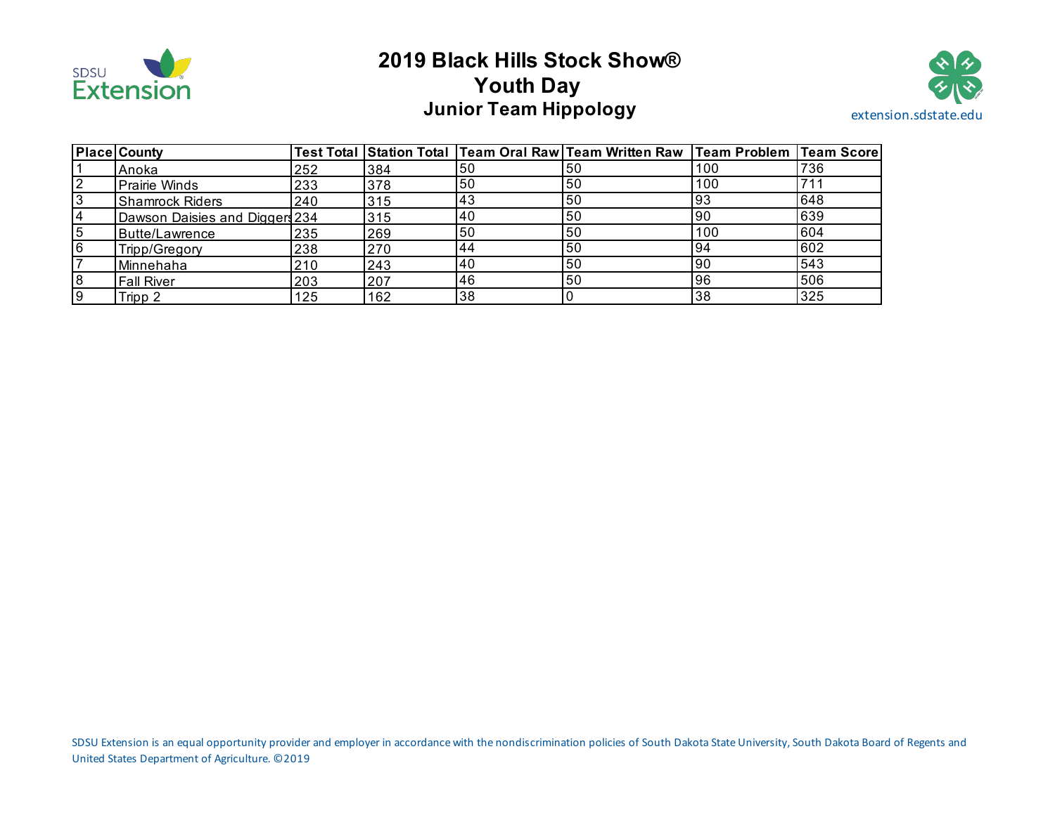SDSU Extension

# 2019 Black Hills Stock Show®
## Youth Day
### Junior Team Hippology

extension.sdstate.edu

| Place | County | Test Total | Station Total | Team Oral Raw | Team Written Raw | Team Problem | Team Score |
|---|---|---|---|---|---|---|---|
| 1 | Anoka | 252 | 384 | 50 | 50 | 100 | 736 |
| 2 | Prairie Winds | 233 | 378 | 50 | 50 | 100 | 711 |
| 3 | Shamrock Riders | 240 | 315 | 43 | 50 | 93 | 648 |
| 4 | Dawson Daisies and Diggers | 234 | 315 | 40 | 50 | 90 | 639 |
| 5 | Butte/Lawrence | 235 | 269 | 50 | 50 | 100 | 604 |
| 6 | Tripp/Gregory | 238 | 270 | 44 | 50 | 94 | 602 |
| 7 | Minnehaha | 210 | 243 | 40 | 50 | 90 | 543 |
| 8 | Fall River | 203 | 207 | 46 | 50 | 96 | 506 |
| 9 | Tripp 2 | 125 | 162 | 38 | 0 | 38 | 325 |

SDSU Extension is an equal opportunity provider and employer in accordance with the nondiscrimination policies of South Dakota State University, South Dakota Board of Regents and United States Department of Agriculture. ©2019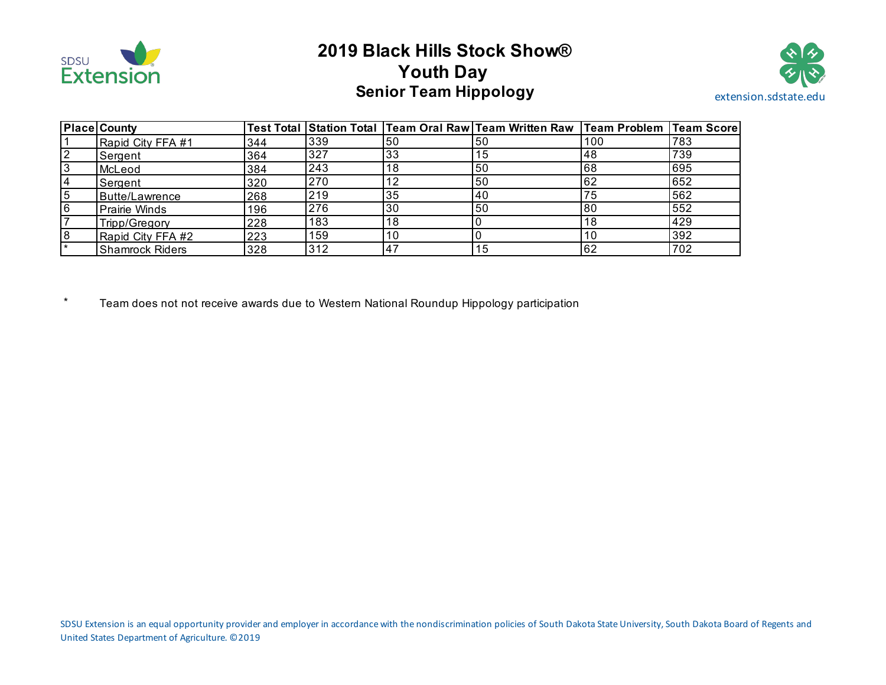# 2019 Black Hills Stock Show®

## Youth Day

### Senior Team Hippology

extension.sdstate.edu

| Place | County | Test Total | Station Total | Team Oral Raw | Team Written Raw | Team Problem | Team Score |
|---|---|---|---|---|---|---|---|
| 1 | Rapid City FFA #1 | 344 | 339 | 50 | 50 | 100 | 783 |
| 2 | Sergent | 364 | 327 | 33 | 15 | 48 | 739 |
| 3 | McLeod | 384 | 243 | 18 | 50 | 68 | 695 |
| 4 | Sergent | 320 | 270 | 12 | 50 | 62 | 652 |
| 5 | Butte/Lawrence | 268 | 219 | 35 | 40 | 75 | 562 |
| 6 | Prairie Winds | 196 | 276 | 30 | 50 | 80 | 552 |
| 7 | Tripp/Gregory | 228 | 183 | 18 | 0 | 18 | 429 |
| 8 | Rapid City FFA #2 | 223 | 159 | 10 | 0 | 10 | 392 |
| * | Shamrock Riders | 328 | 312 | 47 | 15 | 62 | 702 |

* Team does not not receive awards due to Western National Roundup Hippology participation

SDSU Extension is an equal opportunity provider and employer in accordance with the nondiscrimination policies of South Dakota State University, South Dakota Board of Regents and United States Department of Agriculture. ©2019